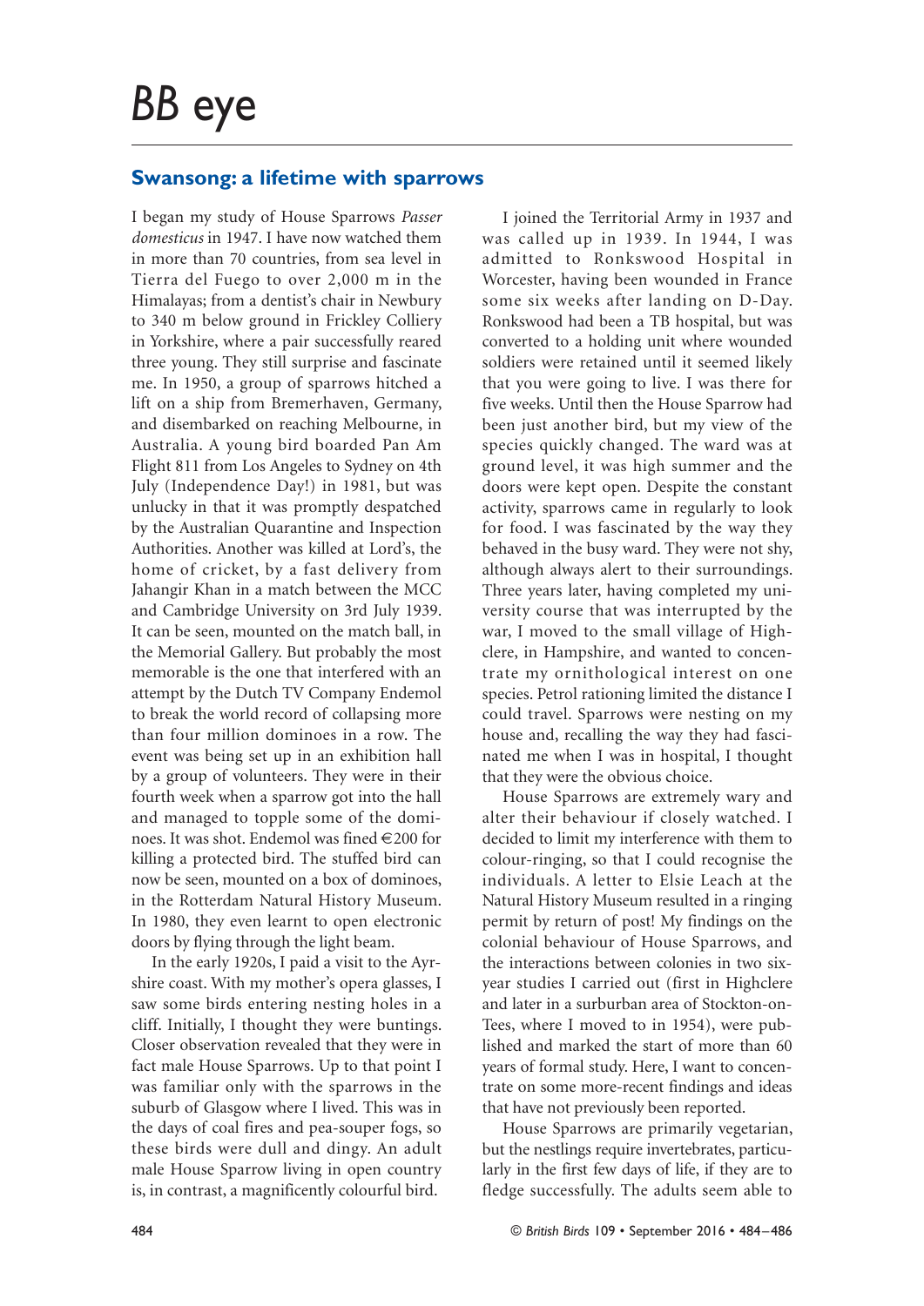# *BB* eye

## Swansong: a lifetime with sparrows

I began my study of House Sparrows *Passer domesticus* in 1947. I have now watched them in more than 70 countries, from sea level in Tierra del Fuego to over 2,000 m in the Himalayas; from a dentist's chair in Newbury to 340 m below ground in Frickley Colliery in Yorkshire, where a pair successfully reared three young. They still surprise and fascinate me. In 1950, a group of sparrows hitched a lift on a ship from Bremerhaven, Germany, and disembarked on reaching Melbourne, in Australia. A young bird boarded Pan Am Flight 811 from Los Angeles to Sydney on 4th July (Independence Day!) in 1981, but was unlucky in that it was promptly despatched by the Australian Quarantine and Inspection Authorities. Another was killed at Lord's, the home of cricket, by a fast delivery from Jahangir Khan in a match between the MCC and Cambridge University on 3rd July 1939. It can be seen, mounted on the match ball, in the Memorial Gallery. But probably the most memorable is the one that interfered with an attempt by the Dutch TV Company Endemol to break the world record of collapsing more than four million dominoes in a row. The event was being set up in an exhibition hall by a group of volunteers. They were in their fourth week when a sparrow got into the hall and managed to topple some of the dominoes. It was shot. Endemol was fined €200 for killing a protected bird. The stuffed bird can now be seen, mounted on a box of dominoes, in the Rotterdam Natural History Museum. In 1980, they even learnt to open electronic doors by flying through the light beam.

In the early 1920s, I paid a visit to the Ayrshire coast. With my mother's opera glasses, I saw some birds entering nesting holes in a cliff. Initially, I thought they were buntings. Closer observation revealed that they were in fact male House Sparrows. Up to that point I was familiar only with the sparrows in the suburb of Glasgow where I lived. This was in the days of coal fires and pea-souper fogs, so these birds were dull and dingy. An adult male House Sparrow living in open country is, in contrast, a magnificently colourful bird.

I joined the Territorial Army in 1937 and was called up in 1939. In 1944, I was admitted to Ronkswood Hospital in Worcester, having been wounded in France some six weeks after landing on D-Day. Ronkswood had been a TB hospital, but was converted to a holding unit where wounded soldiers were retained until it seemed likely that you were going to live. I was there for five weeks. Until then the House Sparrow had been just another bird, but my view of the species quickly changed. The ward was at ground level, it was high summer and the doors were kept open. Despite the constant activity, sparrows came in regularly to look for food. I was fascinated by the way they behaved in the busy ward. They were not shy, although always alert to their surroundings. Three years later, having completed my university course that was interrupted by the war, I moved to the small village of Highclere, in Hampshire, and wanted to concentrate my ornithological interest on one species. Petrol rationing limited the distance I could travel. Sparrows were nesting on my house and, recalling the way they had fascinated me when I was in hospital, I thought that they were the obvious choice.

House Sparrows are extremely wary and alter their behaviour if closely watched. I decided to limit my interference with them to colour-ringing, so that I could recognise the individuals. A letter to Elsie Leach at the Natural History Museum resulted in a ringing permit by return of post! My findings on the colonial behaviour of House Sparrows, and the interactions between colonies in two six-year studies I carried out (first in Highclere and later in a surburban area of Stockton-on-Tees, where I moved to in 1954), were published and marked the start of more than 60 years of formal study. Here, I want to concentrate on some more-recent findings and ideas that have not previously been reported.

House Sparrows are primarily vegetarian, but the nestlings require invertebrates, particularly in the first few days of life, if they are to fledge successfully. The adults seem able to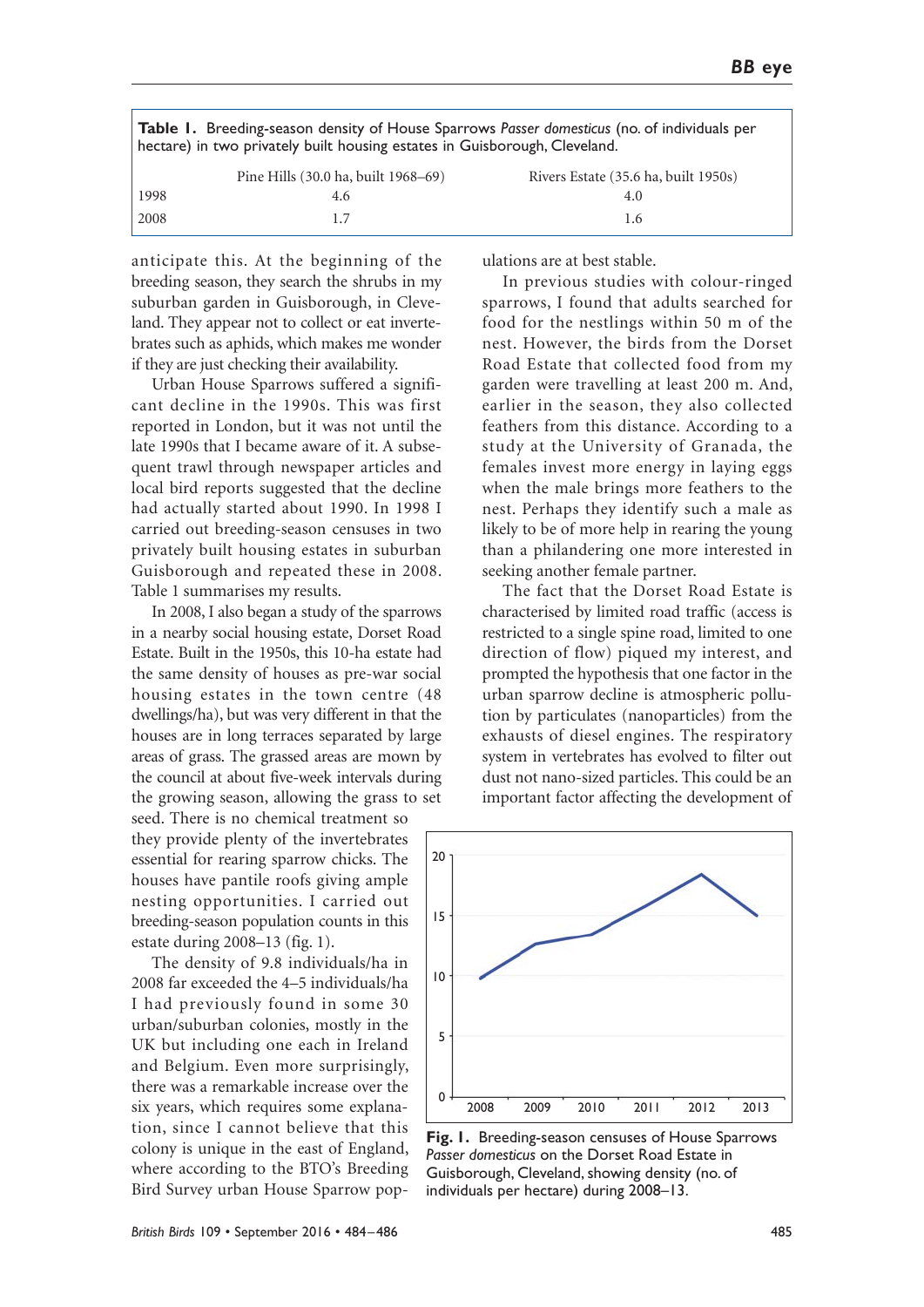**Table 1.** Breeding-season density of House Sparrows *Passer domesticus* (no. of individuals per hectare) in two privately built housing estates in Guisborough, Cleveland.

| | Pine Hills (30.0 ha, built 1968–69) | Rivers Estate (35.6 ha, built 1950s) |
|---|---|---|
| 1998 | 4.6 | 4.0 |
| 2008 | 1.7 | 1.6 |

anticipate this. At the beginning of the breeding season, they search the shrubs in my suburban garden in Guisborough, in Cleveland. They appear not to collect or eat invertebrates such as aphids, which makes me wonder if they are just checking their availability.

Urban House Sparrows suffered a significant decline in the 1990s. This was first reported in London, but it was not until the late 1990s that I became aware of it. A subsequent trawl through newspaper articles and local bird reports suggested that the decline had actually started about 1990. In 1998 I carried out breeding-season censuses in two privately built housing estates in suburban Guisborough and repeated these in 2008. Table 1 summarises my results.

In 2008, I also began a study of the sparrows in a nearby social housing estate, Dorset Road Estate. Built in the 1950s, this 10-ha estate had the same density of houses as pre-war social housing estates in the town centre (48 dwellings/ha), but was very different in that the houses are in long terraces separated by large areas of grass. The grassed areas are mown by the council at about five-week intervals during the growing season, allowing the grass to set seed. There is no chemical treatment so they provide plenty of the invertebrates essential for rearing sparrow chicks. The houses have pantile roofs giving ample nesting opportunities. I carried out breeding-season population counts in this estate during 2008–13 (fig. 1).

The density of 9.8 individuals/ha in 2008 far exceeded the 4–5 individuals/ha I had previously found in some 30 urban/suburban colonies, mostly in the UK but including one each in Ireland and Belgium. Even more surprisingly, there was a remarkable increase over the six years, which requires some explanation, since I cannot believe that this colony is unique in the east of England, where according to the BTO's Breeding Bird Survey urban House Sparrow populations are at best stable.

In previous studies with colour-ringed sparrows, I found that adults searched for food for the nestlings within 50 m of the nest. However, the birds from the Dorset Road Estate that collected food from my garden were travelling at least 200 m. And, earlier in the season, they also collected feathers from this distance. According to a study at the University of Granada, the females invest more energy in laying eggs when the male brings more feathers to the nest. Perhaps they identify such a male as likely to be of more help in rearing the young than a philandering one more interested in seeking another female partner.

The fact that the Dorset Road Estate is characterised by limited road traffic (access is restricted to a single spine road, limited to one direction of flow) piqued my interest, and prompted the hypothesis that one factor in the urban sparrow decline is atmospheric pollution by particulates (nanoparticles) from the exhausts of diesel engines. The respiratory system in vertebrates has evolved to filter out dust not nano-sized particles. This could be an important factor affecting the development of

**Fig. 1.** Breeding-season censuses of House Sparrows *Passer domesticus* on the Dorset Road Estate in Guisborough, Cleveland, showing density (no. of individuals per hectare) during 2008–13.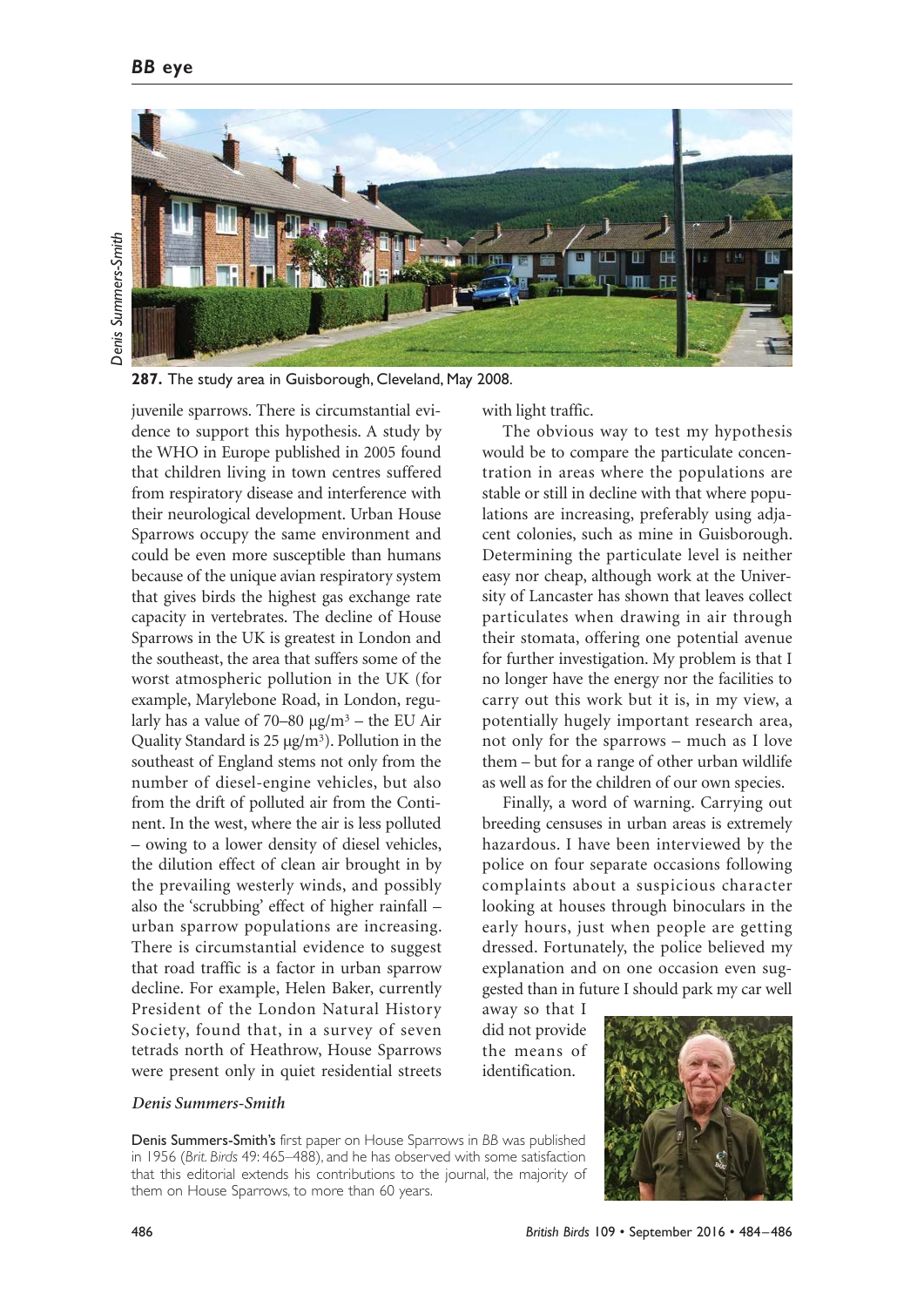287. The study area in Guisborough, Cleveland, May 2008.

juvenile sparrows. There is circumstantial evidence to support this hypothesis. A study by the WHO in Europe published in 2005 found that children living in town centres suffered from respiratory disease and interference with their neurological development. Urban House Sparrows occupy the same environment and could be even more susceptible than humans because of the unique avian respiratory system that gives birds the highest gas exchange rate capacity in vertebrates. The decline of House Sparrows in the UK is greatest in London and the southeast, the area that suffers some of the worst atmospheric pollution in the UK (for example, Marylebone Road, in London, regularly has a value of 70–80 μg/m$^3$ – the EU Air Quality Standard is 25 μg/m$^3$). Pollution in the southeast of England stems not only from the number of diesel-engine vehicles, but also from the drift of polluted air from the Continent. In the west, where the air is less polluted – owing to a lower density of diesel vehicles, the dilution effect of clean air brought in by the prevailing westerly winds, and possibly also the 'scrubbing' effect of higher rainfall – urban sparrow populations are increasing. There is circumstantial evidence to suggest that road traffic is a factor in urban sparrow decline. For example, Helen Baker, currently President of the London Natural History Society, found that, in a survey of seven tetrads north of Heathrow, House Sparrows were present only in quiet residential streets with light traffic.

The obvious way to test my hypothesis would be to compare the particulate concentration in areas where the populations are stable or still in decline with that where populations are increasing, preferably using adjacent colonies, such as mine in Guisborough. Determining the particulate level is neither easy nor cheap, although work at the University of Lancaster has shown that leaves collect particulates when drawing in air through their stomata, offering one potential avenue for further investigation. My problem is that I no longer have the energy nor the facilities to carry out this work but it is, in my view, a potentially hugely important research area, not only for the sparrows – much as I love them – but for a range of other urban wildlife as well as for the children of our own species.

Finally, a word of warning. Carrying out breeding censuses in urban areas is extremely hazardous. I have been interviewed by the police on four separate occasions following complaints about a suspicious character looking at houses through binoculars in the early hours, just when people are getting dressed. Fortunately, the police believed my explanation and on one occasion even suggested than in future I should park my car well away so that I did not provide the means of identification.

***Denis Summers-Smith***

**Denis Summers-Smith's** first paper on House Sparrows in *BB* was published in 1956 (*Brit. Birds* 49: 465–488), and he has observed with some satisfaction that this editorial extends his contributions to the journal, the majority of them on House Sparrows, to more than 60 years.